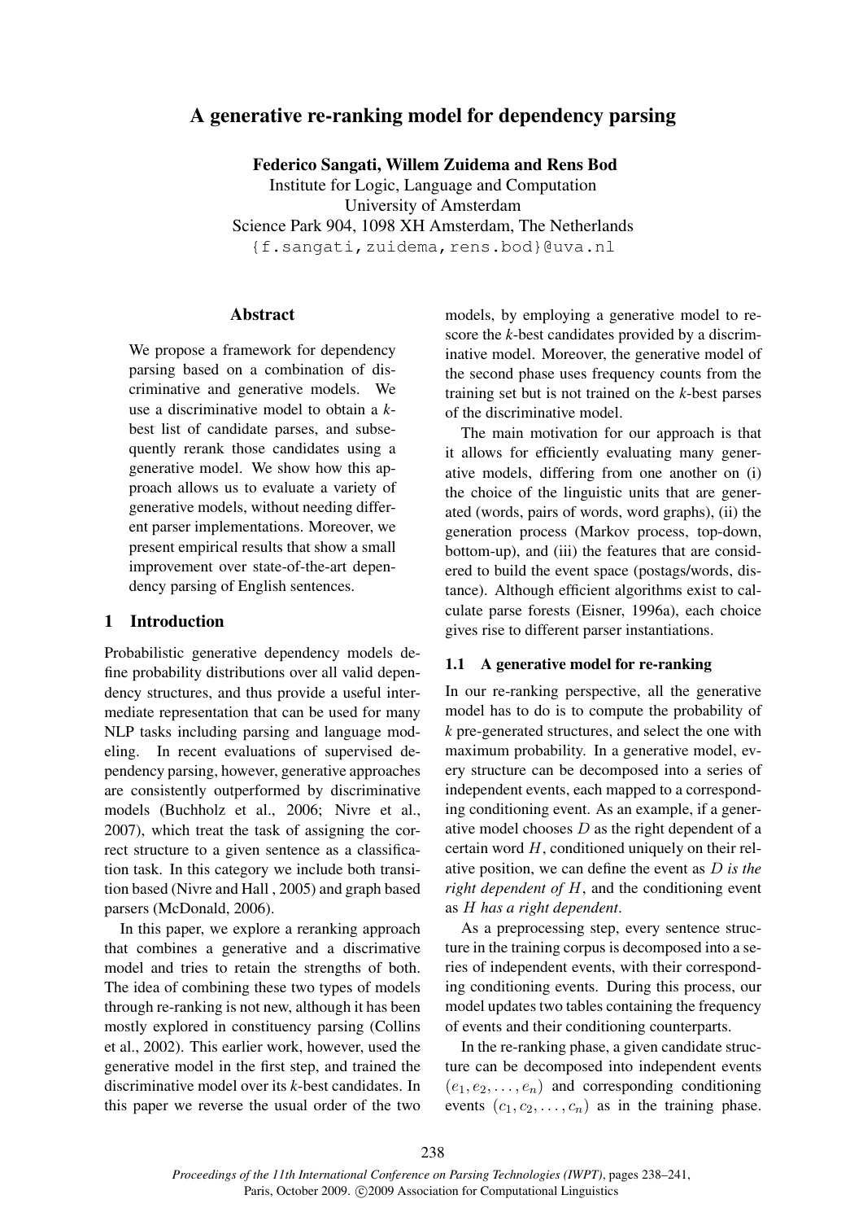# A generative re-ranking model for dependency parsing

**Federico Sangati, Willem Zuidema and Rens Bod**
Institute for Logic, Language and Computation
University of Amsterdam
Science Park 904, 1098 XH Amsterdam, The Netherlands
{f.sangati,zuidema,rens.bod}@uva.nl

## Abstract

We propose a framework for dependency parsing based on a combination of discriminative and generative models. We use a discriminative model to obtain a *k*-best list of candidate parses, and subsequently rerank those candidates using a generative model. We show how this approach allows us to evaluate a variety of generative models, without needing different parser implementations. Moreover, we present empirical results that show a small improvement over state-of-the-art dependency parsing of English sentences.

## 1 Introduction

Probabilistic generative dependency models define probability distributions over all valid dependency structures, and thus provide a useful intermediate representation that can be used for many NLP tasks including parsing and language modeling. In recent evaluations of supervised dependency parsing, however, generative approaches are consistently outperformed by discriminative models (Buchholz et al., 2006; Nivre et al., 2007), which treat the task of assigning the correct structure to a given sentence as a classification task. In this category we include both transition based (Nivre and Hall , 2005) and graph based parsers (McDonald, 2006).

In this paper, we explore a reranking approach that combines a generative and a discrimative model and tries to retain the strengths of both. The idea of combining these two types of models through re-ranking is not new, although it has been mostly explored in constituency parsing (Collins et al., 2002). This earlier work, however, used the generative model in the first step, and trained the discriminative model over its *k*-best candidates. In this paper we reverse the usual order of the two models, by employing a generative model to re-score the *k*-best candidates provided by a discriminative model. Moreover, the generative model of the second phase uses frequency counts from the training set but is not trained on the *k*-best parses of the discriminative model.

The main motivation for our approach is that it allows for efficiently evaluating many generative models, differing from one another on (i) the choice of the linguistic units that are generated (words, pairs of words, word graphs), (ii) the generation process (Markov process, top-down, bottom-up), and (iii) the features that are considered to build the event space (postags/words, distance). Although efficient algorithms exist to calculate parse forests (Eisner, 1996a), each choice gives rise to different parser instantiations.

### 1.1 A generative model for re-ranking

In our re-ranking perspective, all the generative model has to do is to compute the probability of *k* pre-generated structures, and select the one with maximum probability. In a generative model, every structure can be decomposed into a series of independent events, each mapped to a corresponding conditioning event. As an example, if a generative model chooses $D$ as the right dependent of a certain word $H$, conditioned uniquely on their relative position, we can define the event as *$D$ is the right dependent of $H$*, and the conditioning event as *$H$ has a right dependent*.

As a preprocessing step, every sentence structure in the training corpus is decomposed into a series of independent events, with their corresponding conditioning events. During this process, our model updates two tables containing the frequency of events and their conditioning counterparts.

In the re-ranking phase, a given candidate structure can be decomposed into independent events $(e_1, e_2, \ldots, e_n)$ and corresponding conditioning events $(c_1, c_2, \ldots, c_n)$ as in the training phase.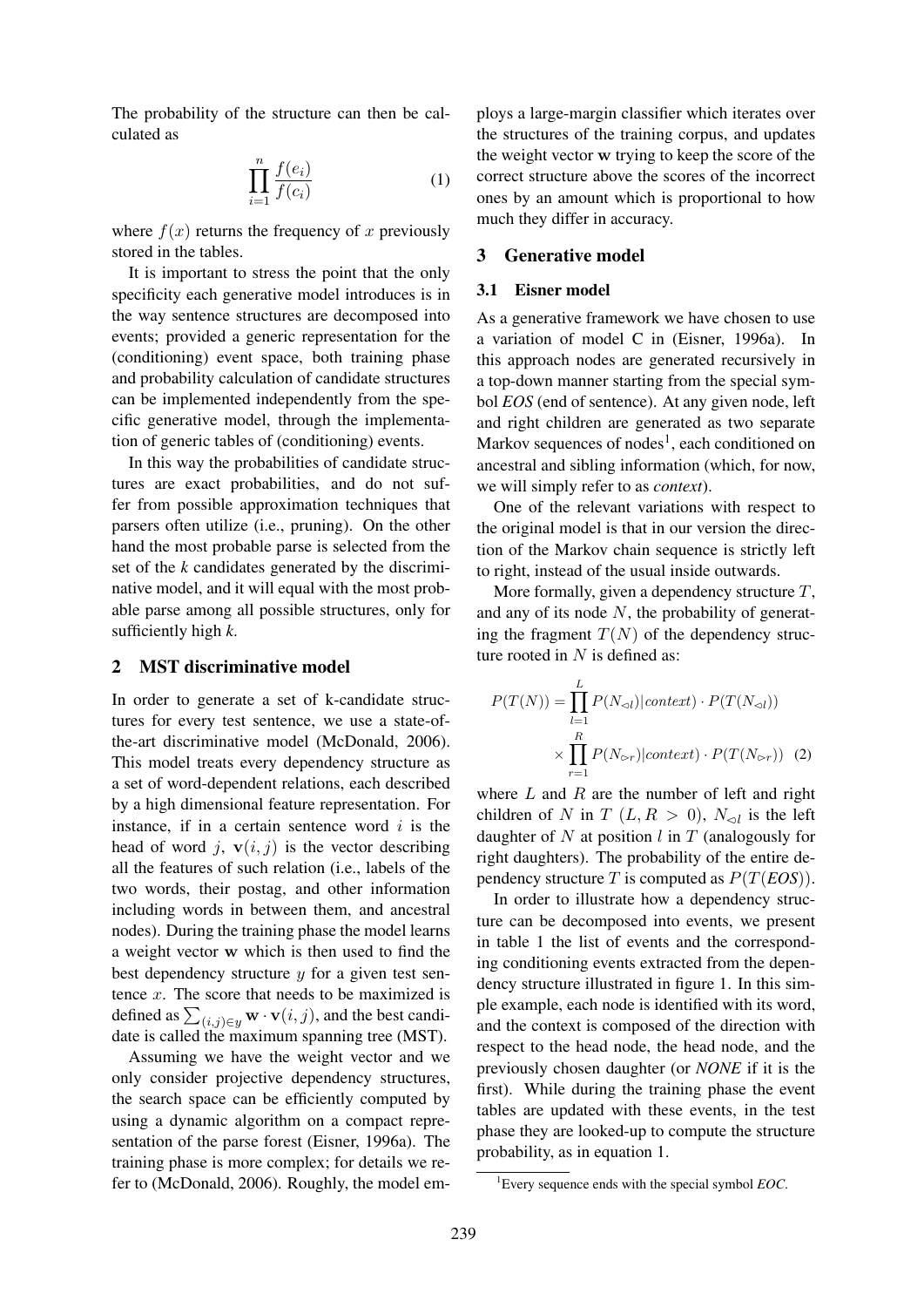The probability of the structure can then be calculated as

$$\prod_{i=1}^{n} \frac{f(e_i)}{f(c_i)} \tag{1}$$

where $f(x)$ returns the frequency of $x$ previously stored in the tables.

It is important to stress the point that the only specificity each generative model introduces is in the way sentence structures are decomposed into events; provided a generic representation for the (conditioning) event space, both training phase and probability calculation of candidate structures can be implemented independently from the specific generative model, through the implementation of generic tables of (conditioning) events.

In this way the probabilities of candidate structures are exact probabilities, and do not suffer from possible approximation techniques that parsers often utilize (i.e., pruning). On the other hand the most probable parse is selected from the set of the *k* candidates generated by the discriminative model, and it will equal with the most probable parse among all possible structures, only for sufficiently high *k*.

## 2 MST discriminative model

In order to generate a set of k-candidate structures for every test sentence, we use a state-of-the-art discriminative model (McDonald, 2006). This model treats every dependency structure as a set of word-dependent relations, each described by a high dimensional feature representation. For instance, if in a certain sentence word $i$ is the head of word $j$, $\mathbf{v}(i, j)$ is the vector describing all the features of such relation (i.e., labels of the two words, their postag, and other information including words in between them, and ancestral nodes). During the training phase the model learns a weight vector $\mathbf{w}$ which is then used to find the best dependency structure $y$ for a given test sentence $x$. The score that needs to be maximized is defined as $\sum_{(i,j) \in y} \mathbf{w} \cdot \mathbf{v}(i, j)$, and the best candidate is called the maximum spanning tree (MST).

Assuming we have the weight vector and we only consider projective dependency structures, the search space can be efficiently computed by using a dynamic algorithm on a compact representation of the parse forest (Eisner, 1996a). The training phase is more complex; for details we refer to (McDonald, 2006). Roughly, the model employs a large-margin classifier which iterates over the structures of the training corpus, and updates the weight vector $\mathbf{w}$ trying to keep the score of the correct structure above the scores of the incorrect ones by an amount which is proportional to how much they differ in accuracy.

## 3 Generative model

### 3.1 Eisner model

As a generative framework we have chosen to use a variation of model C in (Eisner, 1996a). In this approach nodes are generated recursively in a top-down manner starting from the special symbol *EOS* (end of sentence). At any given node, left and right children are generated as two separate Markov sequences of nodes[1], each conditioned on ancestral and sibling information (which, for now, we will simply refer to as *context*).

One of the relevant variations with respect to the original model is that in our version the direction of the Markov chain sequence is strictly left to right, instead of the usual inside outwards.

More formally, given a dependency structure $T$, and any of its node $N$, the probability of generating the fragment $T(N)$ of the dependency structure rooted in $N$ is defined as:

$$P(T(N)) = \prod_{l=1}^{L} P(N_{\triangleleft l})|context) \cdot P(T(N_{\triangleleft l})) \\ \times \prod_{r=1}^{R} P(N_{\triangleright r})|context) \cdot P(T(N_{\triangleright r})) \tag{2}$$

where $L$ and $R$ are the number of left and right children of $N$ in $T$ ($L, R > 0$), $N_{\triangleleft l}$ is the left daughter of $N$ at position $l$ in $T$ (analogously for right daughters). The probability of the entire dependency structure $T$ is computed as $P(T(\textit{EOS}))$.

In order to illustrate how a dependency structure can be decomposed into events, we present in table 1 the list of events and the corresponding conditioning events extracted from the dependency structure illustrated in figure 1. In this simple example, each node is identified with its word, and the context is composed of the direction with respect to the head node, the head node, and the previously chosen daughter (or *NONE* if it is the first). While during the training phase the event tables are updated with these events, in the test phase they are looked-up to compute the structure probability, as in equation 1.

[1] Every sequence ends with the special symbol *EOC*.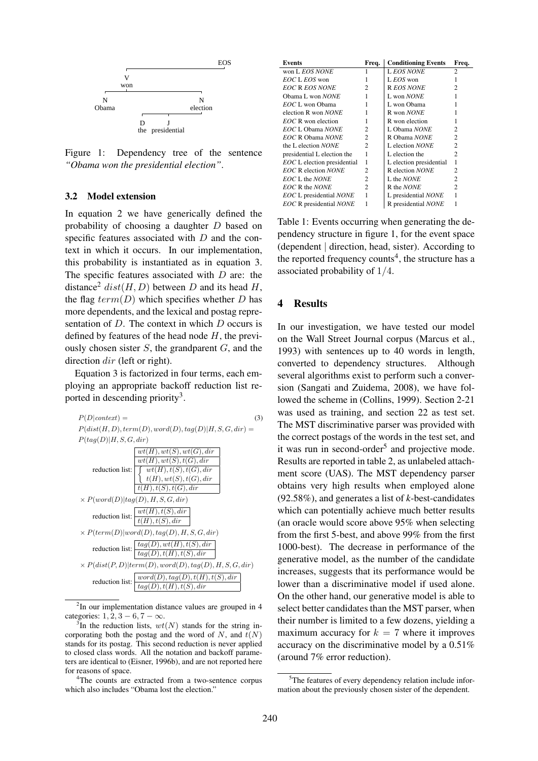Figure 1: Dependency tree of the sentence *"Obama won the presidential election"*.

### 3.2 Model extension

In equation 2 we have generically defined the probability of choosing a daughter $D$ based on specific features associated with $D$ and the context in which it occurs. In our implementation, this probability is instantiated as in equation 3. The specific features associated with $D$ are: the distance[2] $dist(H, D)$ between $D$ and its head $H$, the flag $term(D)$ which specifies whether $D$ has more dependents, and the lexical and postag representation of $D$. The context in which $D$ occurs is defined by features of the head node $H$, the previously chosen sister $S$, the grandparent $G$, and the direction $dir$ (left or right).

Equation 3 is factorized in four terms, each employing an appropriate backoff reduction list reported in descending priority[3].

$$P(D|context) = \quad (3)$$

$$P(dist(H,D), term(D), word(D), tag(D)|H,S,G,dir) =$$

$$P(tag(D)|H,S,G,dir)$$

reduction list:
- $wt(H), wt(S), wt(G), dir$
- $wt(H), wt(S), t(G), dir$
- $\left\{ \begin{array}{l} wt(H), t(S), t(G), dir \\ t(H), wt(S), t(G), dir \end{array} \right.$
- $t(H), t(S), t(G), dir$

$$\times\ P(word(D)|tag(D), H, S, G, dir)$$

reduction list:
- $wt(H), t(S), dir$
- $t(H), t(S), dir$

$$\times\ P(term(D)|word(D), tag(D), H, S, G, dir)$$

reduction list:
- $tag(D), wt(H), t(S), dir$
- $tag(D), t(H), t(S), dir$

$$\times\ P(dist(P,D)|term(D), word(D), tag(D), H, S, G, dir)$$

reduction list:
- $word(D), tag(D), t(H), t(S), dir$
- $tag(D), t(H), t(S), dir$

[2] In our implementation distance values are grouped in 4 categories: $1, 2, 3-6, 7-\infty$.

[3] In the reduction lists, $wt(N)$ stands for the string incorporating both the postag and the word of $N$, and $t(N)$ stands for its postag. This second reduction is never applied to closed class words. All the notation and backoff parameters are identical to (Eisner, 1996b), and are not reported here for reasons of space.

[4] The counts are extracted from a two-sentence corpus which also includes "Obama lost the election."

| Events | Freq. | Conditioning Events | Freq. |
|---|---|---|---|
| won L *EOS NONE* | 1 | L *EOS NONE* | 2 |
| *EOC* L *EOS* won | 1 | L *EOS* won | 1 |
| *EOC* R *EOS NONE* | 2 | R *EOS NONE* | 2 |
| Obama L won *NONE* | 1 | L won *NONE* | 1 |
| *EOC* L won Obama | 1 | L won Obama | 1 |
| election R won *NONE* | 1 | R won *NONE* | 1 |
| *EOC* R won election | 1 | R won election | 1 |
| *EOC* L Obama *NONE* | 2 | L Obama *NONE* | 2 |
| *EOC* R Obama *NONE* | 2 | R Obama *NONE* | 2 |
| the L election *NONE* | 2 | L election *NONE* | 2 |
| presidential L election the | 1 | L election the | 2 |
| *EOC* L election presidential | 1 | L election presidential | 1 |
| *EOC* R election *NONE* | 2 | R election *NONE* | 2 |
| *EOC* L the *NONE* | 2 | L the *NONE* | 2 |
| *EOC* R the *NONE* | 2 | R the *NONE* | 2 |
| *EOC* L presidential *NONE* | 1 | L presidential *NONE* | 1 |
| *EOC* R presidential *NONE* | 1 | R presidential *NONE* | 1 |

Table 1: Events occurring when generating the dependency structure in figure 1, for the event space (dependent | direction, head, sister). According to the reported frequency counts[4], the structure has a associated probability of $1/4$.

## 4 Results

In our investigation, we have tested our model on the Wall Street Journal corpus (Marcus et al., 1993) with sentences up to 40 words in length, converted to dependency structures. Although several algorithms exist to perform such a conversion (Sangati and Zuidema, 2008), we have followed the scheme in (Collins, 1999). Section 2-21 was used as training, and section 22 as test set. The MST discriminative parser was provided with the correct postags of the words in the test set, and it was run in second-order[5] and projective mode. Results are reported in table 2, as unlabeled attachment score (UAS). The MST dependency parser obtains very high results when employed alone (92.58%), and generates a list of *k*-best-candidates which can potentially achieve much better results (an oracle would score above 95% when selecting from the first 5-best, and above 99% from the first 1000-best). The decrease in performance of the generative model, as the number of the candidate increases, suggests that its performance would be lower than a discriminative model if used alone. On the other hand, our generative model is able to select better candidates than the MST parser, when their number is limited to a few dozens, yielding a maximum accuracy for $k = 7$ where it improves accuracy on the discriminative model by a 0.51% (around 7% error reduction).

[5] The features of every dependency relation include information about the previously chosen sister of the dependent.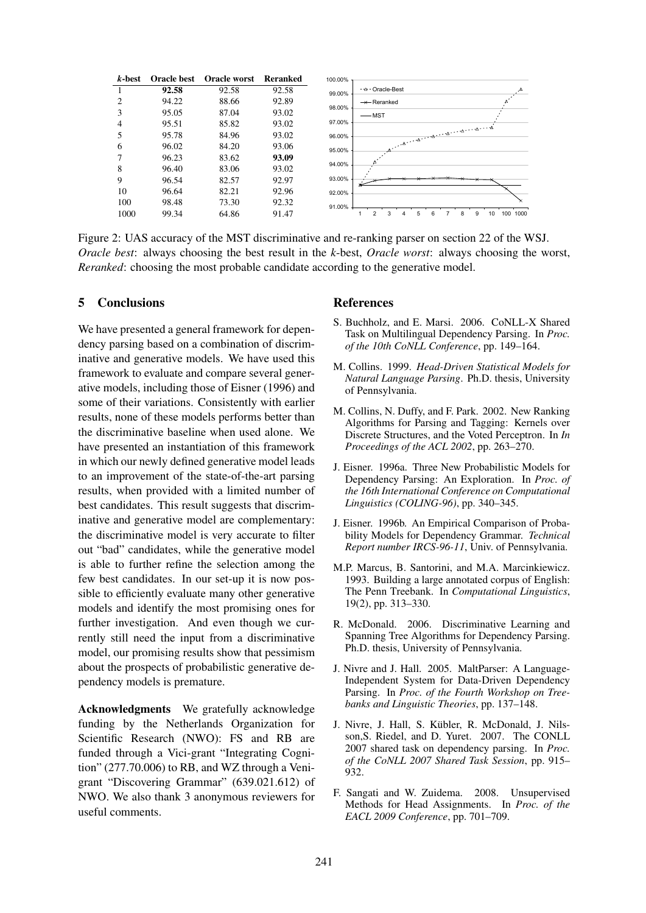| *k*-best | Oracle best | Oracle worst | Reranked |
|---|---|---|---|
| 1 | **92.58** | 92.58 | 92.58 |
| 2 | 94.22 | 88.66 | 92.89 |
| 3 | 95.05 | 87.04 | 93.02 |
| 4 | 95.51 | 85.82 | 93.02 |
| 5 | 95.78 | 84.96 | 93.02 |
| 6 | 96.02 | 84.20 | 93.06 |
| 7 | 96.23 | 83.62 | **93.09** |
| 8 | 96.40 | 83.06 | 93.02 |
| 9 | 96.54 | 82.57 | 92.97 |
| 10 | 96.64 | 82.21 | 92.96 |
| 100 | 98.48 | 73.30 | 92.32 |
| 1000 | 99.34 | 64.86 | 91.47 |

100.00%
99.00%
98.00%
97.00%
96.00%
95.00%
94.00%
93.00%
92.00%
91.00%

Oracle-Best
Reranked
MST

1 2 3 4 5 6 7 8 9 10 100 1000

Figure 2: UAS accuracy of the MST discriminative and re-ranking parser on section 22 of the WSJ. *Oracle best*: always choosing the best result in the *k*-best, *Oracle worst*: always choosing the worst, *Reranked*: choosing the most probable candidate according to the generative model.

## 5 Conclusions

We have presented a general framework for dependency parsing based on a combination of discriminative and generative models. We have used this framework to evaluate and compare several generative models, including those of Eisner (1996) and some of their variations. Consistently with earlier results, none of these models performs better than the discriminative baseline when used alone. We have presented an instantiation of this framework in which our newly defined generative model leads to an improvement of the state-of-the-art parsing results, when provided with a limited number of best candidates. This result suggests that discriminative and generative model are complementary: the discriminative model is very accurate to filter out "bad" candidates, while the generative model is able to further refine the selection among the few best candidates. In our set-up it is now possible to efficiently evaluate many other generative models and identify the most promising ones for further investigation. And even though we currently still need the input from a discriminative model, our promising results show that pessimism about the prospects of probabilistic generative dependency models is premature.

**Acknowledgments** We gratefully acknowledge funding by the Netherlands Organization for Scientific Research (NWO): FS and RB are funded through a Vici-grant "Integrating Cognition" (277.70.006) to RB, and WZ through a Veni-grant "Discovering Grammar" (639.021.612) of NWO. We also thank 3 anonymous reviewers for useful comments.

## References

S. Buchholz, and E. Marsi. 2006. CoNLL-X Shared Task on Multilingual Dependency Parsing. In *Proc. of the 10th CoNLL Conference*, pp. 149–164.

M. Collins. 1999. *Head-Driven Statistical Models for Natural Language Parsing*. Ph.D. thesis, University of Pennsylvania.

M. Collins, N. Duffy, and F. Park. 2002. New Ranking Algorithms for Parsing and Tagging: Kernels over Discrete Structures, and the Voted Perceptron. In *In Proceedings of the ACL 2002*, pp. 263–270.

J. Eisner. 1996a. Three New Probabilistic Models for Dependency Parsing: An Exploration. In *Proc. of the 16th International Conference on Computational Linguistics (COLING-96)*, pp. 340–345.

J. Eisner. 1996b. An Empirical Comparison of Probability Models for Dependency Grammar. *Technical Report number IRCS-96-11*, Univ. of Pennsylvania.

M.P. Marcus, B. Santorini, and M.A. Marcinkiewicz. 1993. Building a large annotated corpus of English: The Penn Treebank. In *Computational Linguistics*, 19(2), pp. 313–330.

R. McDonald. 2006. Discriminative Learning and Spanning Tree Algorithms for Dependency Parsing. Ph.D. thesis, University of Pennsylvania.

J. Nivre and J. Hall. 2005. MaltParser: A Language-Independent System for Data-Driven Dependency Parsing. In *Proc. of the Fourth Workshop on Treebanks and Linguistic Theories*, pp. 137–148.

J. Nivre, J. Hall, S. Kübler, R. McDonald, J. Nilsson,S. Riedel, and D. Yuret. 2007. The CONLL 2007 shared task on dependency parsing. In *Proc. of the CoNLL 2007 Shared Task Session*, pp. 915–932.

F. Sangati and W. Zuidema. 2008. Unsupervised Methods for Head Assignments. In *Proc. of the EACL 2009 Conference*, pp. 701–709.